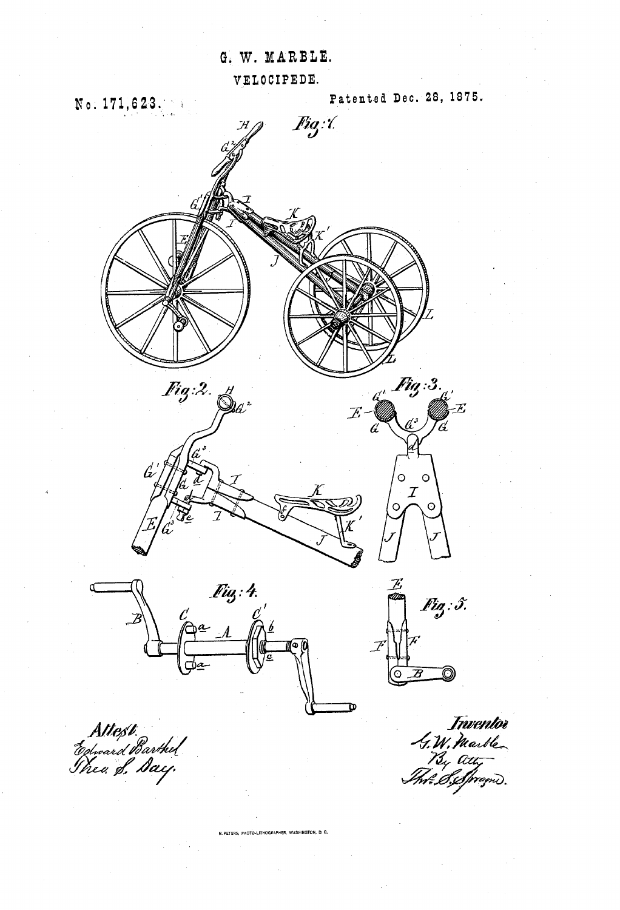G. W. MARBLE.

VELOCIPEDE.

No. 171,623.

Patented Dec. 28, 1875.

Fig:1.

Fig:2.

Fig:3.

Fig:4.

Fig:5.

Attest.
Edward Barthel
Theo. S. Day.

Inventor
G. W. Marble
By atty
Thos. S. Sprague.

N. PETERS, PHOTO-LITHOGRAPHER, WASHINGTON, D. C.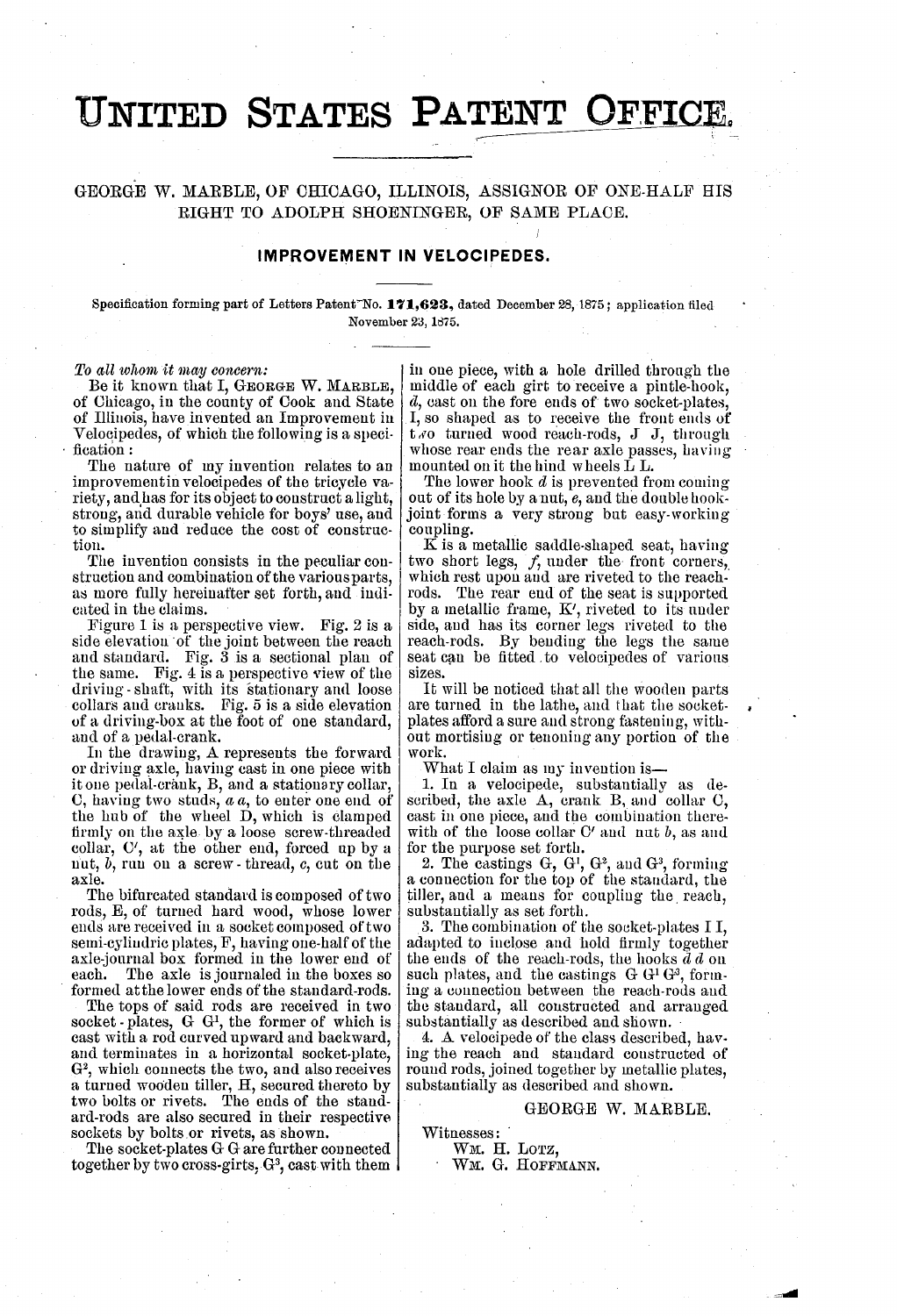# UNITED STATES PATENT OFFICE.

GEORGE W. MARBLE, OF CHICAGO, ILLINOIS, ASSIGNOR OF ONE-HALF HIS RIGHT TO ADOLPH SHOENINGER, OF SAME PLACE.

## IMPROVEMENT IN VELOCIPEDES.

Specification forming part of Letters Patent No. **171,623**, dated December 28, 1875; application filed November 23, 1875.

*To all whom it may concern:*

Be it known that I, GEORGE W. MARBLE, of Chicago, in the county of Cook and State of Illinois, have invented an Improvement in Velocipedes, of which the following is a specification:

The nature of my invention relates to an improvement in velocipedes of the tricycle variety, and has for its object to construct a light, strong, and durable vehicle for boys' use, and to simplify and reduce the cost of construction.

The invention consists in the peculiar construction and combination of the various parts, as more fully hereinafter set forth, and indicated in the claims.

Figure 1 is a perspective view. Fig. 2 is a side elevation of the joint between the reach and standard. Fig. 3 is a sectional plan of the same. Fig. 4 is a perspective view of the driving-shaft, with its stationary and loose collars and cranks. Fig. 5 is a side elevation of a driving-box at the foot of one standard, and of a pedal-crank.

In the drawing, A represents the forward or driving axle, having cast in one piece with it one pedal-crank, B, and a stationary collar, C, having two studs, *a a*, to enter one end of the hub of the wheel D, which is clamped firmly on the axle by a loose screw-threaded collar, C′, at the other end, forced up by a nut, *b*, run on a screw-thread, *c*, cut on the axle.

The bifurcated standard is composed of two rods, E, of turned hard wood, whose lower ends are received in a socket composed of two semi-cylindric plates, F, having one-half of the axle-journal box formed in the lower end of each. The axle is journaled in the boxes so formed at the lower ends of the standard-rods.

The tops of said rods are received in two socket-plates, G G[1], the former of which is cast with a rod curved upward and backward, and terminates in a horizontal socket-plate, G[2], which connects the two, and also receives a turned wooden tiller, H, secured thereto by two bolts or rivets. The ends of the standard-rods are also secured in their respective sockets by bolts or rivets, as shown.

The socket-plates G G are further connected together by two cross-girts, G[3], cast with them in one piece, with a hole drilled through the middle of each girt to receive a pintle-hook, *d*, cast on the fore ends of two socket-plates, I, so shaped as to receive the front ends of two turned wood reach-rods, J J, through whose rear ends the rear axle passes, having mounted on it the hind wheels L L.

The lower hook *d* is prevented from coming out of its hole by a nut, *e*, and the double hook-joint forms a very strong but easy-working coupling.

K is a metallic saddle-shaped seat, having two short legs, *f*, under the front corners, which rest upon and are riveted to the reach-rods. The rear end of the seat is supported by a metallic frame, K′, riveted to its under side, and has its corner legs riveted to the reach-rods. By bending the legs the same seat can be fitted to velocipedes of various sizes.

It will be noticed that all the wooden parts are turned in the lathe, and that the socket-plates afford a sure and strong fastening, without mortising or tenoning any portion of the work.

What I claim as my invention is—

1. In a velocipede, substantially as described, the axle A, crank B, and collar C, cast in one piece, and the combination therewith of the loose collar C′ and nut *b*, as and for the purpose set forth.

2. The castings G, G[1], G[2], and G[3], forming a connection for the top of the standard, the tiller, and a means for coupling the reach, substantially as set forth.

3. The combination of the socket-plates I I, adapted to inclose and hold firmly together the ends of the reach-rods, the hooks *d d* on such plates, and the castings G G[1] G[3], forming a connection between the reach-rods and the standard, all constructed and arranged substantially as described and shown.

4. A velocipede of the class described, having the reach and standard constructed of round rods, joined together by metallic plates, substantially as described and shown.

GEORGE W. MARBLE.

Witnesses:
WM. H. LOTZ,
WM. G. HOFFMANN.